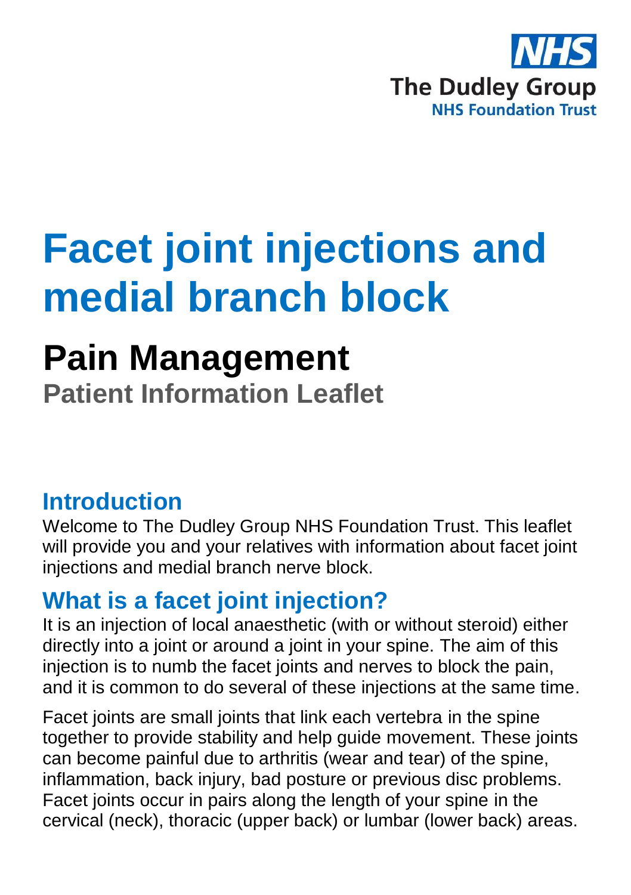NHS
The Dudley Group
NHS Foundation Trust

# Facet joint injections and medial branch block

## Pain Management

**Patient Information Leaflet**

## Introduction

Welcome to The Dudley Group NHS Foundation Trust. This leaflet will provide you and your relatives with information about facet joint injections and medial branch nerve block.

## What is a facet joint injection?

It is an injection of local anaesthetic (with or without steroid) either directly into a joint or around a joint in your spine. The aim of this injection is to numb the facet joints and nerves to block the pain, and it is common to do several of these injections at the same time.

Facet joints are small joints that link each vertebra in the spine together to provide stability and help guide movement. These joints can become painful due to arthritis (wear and tear) of the spine, inflammation, back injury, bad posture or previous disc problems. Facet joints occur in pairs along the length of your spine in the cervical (neck), thoracic (upper back) or lumbar (lower back) areas.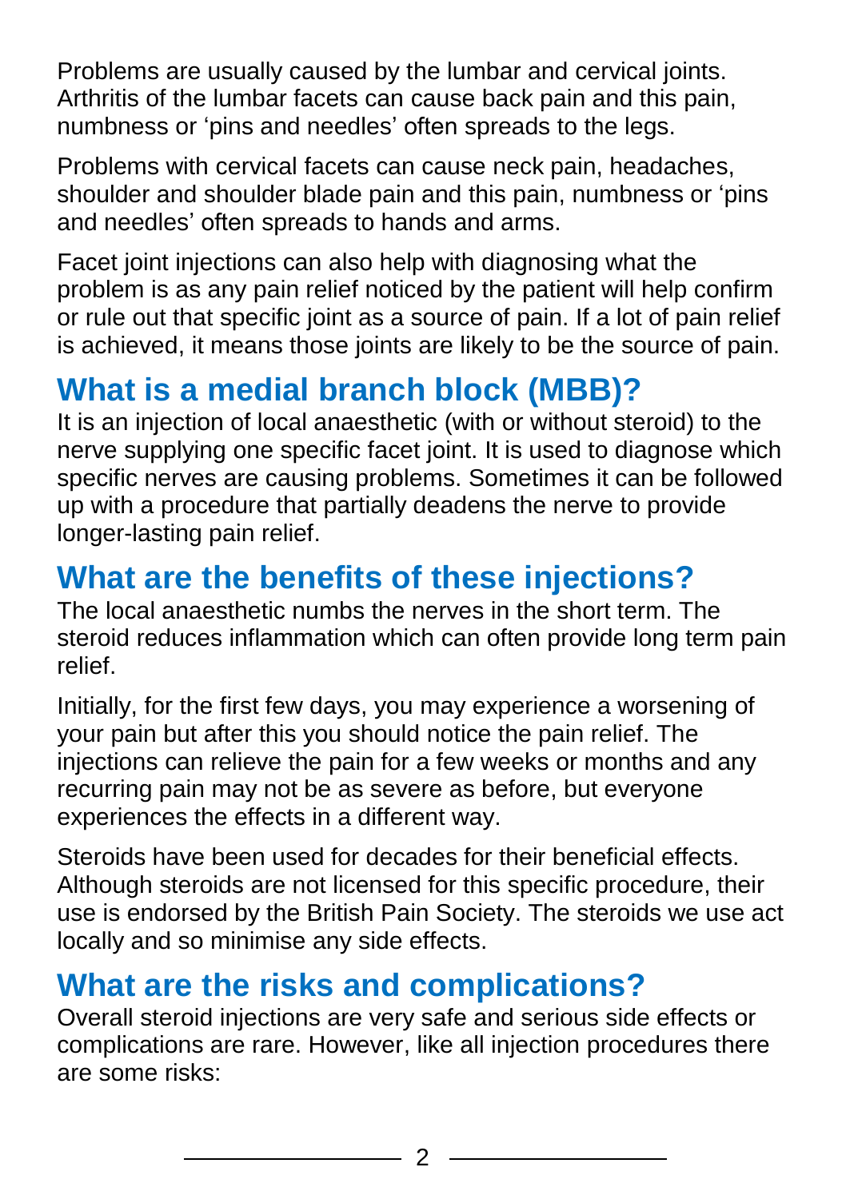Problems are usually caused by the lumbar and cervical joints. Arthritis of the lumbar facets can cause back pain and this pain, numbness or 'pins and needles' often spreads to the legs.

Problems with cervical facets can cause neck pain, headaches, shoulder and shoulder blade pain and this pain, numbness or 'pins and needles' often spreads to hands and arms.

Facet joint injections can also help with diagnosing what the problem is as any pain relief noticed by the patient will help confirm or rule out that specific joint as a source of pain. If a lot of pain relief is achieved, it means those joints are likely to be the source of pain.

## What is a medial branch block (MBB)?

It is an injection of local anaesthetic (with or without steroid) to the nerve supplying one specific facet joint. It is used to diagnose which specific nerves are causing problems. Sometimes it can be followed up with a procedure that partially deadens the nerve to provide longer-lasting pain relief.

## What are the benefits of these injections?

The local anaesthetic numbs the nerves in the short term. The steroid reduces inflammation which can often provide long term pain relief.

Initially, for the first few days, you may experience a worsening of your pain but after this you should notice the pain relief. The injections can relieve the pain for a few weeks or months and any recurring pain may not be as severe as before, but everyone experiences the effects in a different way.

Steroids have been used for decades for their beneficial effects. Although steroids are not licensed for this specific procedure, their use is endorsed by the British Pain Society. The steroids we use act locally and so minimise any side effects.

## What are the risks and complications?

Overall steroid injections are very safe and serious side effects or complications are rare. However, like all injection procedures there are some risks: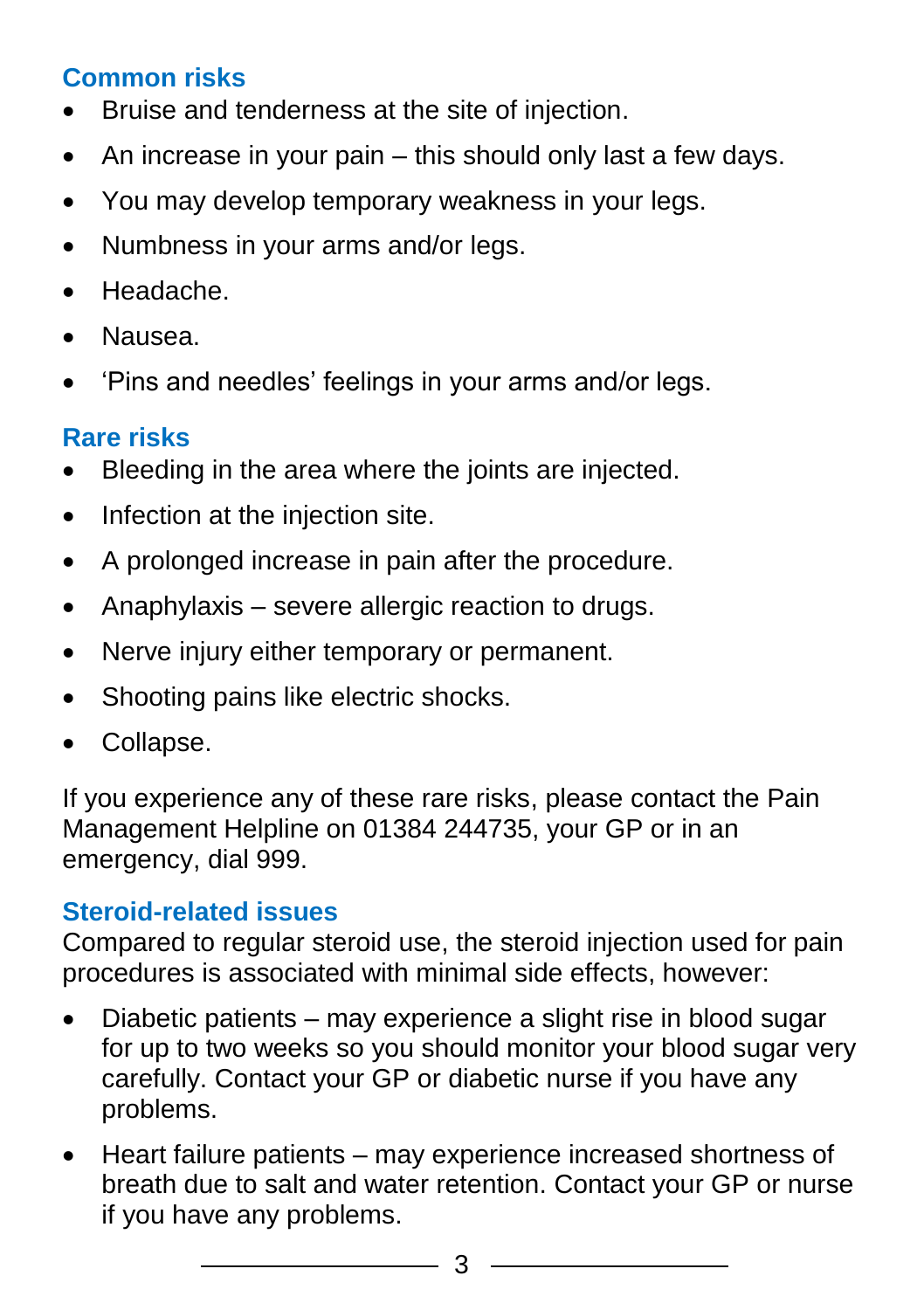## Common risks

- Bruise and tenderness at the site of injection.
- An increase in your pain – this should only last a few days.
- You may develop temporary weakness in your legs.
- Numbness in your arms and/or legs.
- Headache.
- Nausea.
- 'Pins and needles' feelings in your arms and/or legs.

## Rare risks

- Bleeding in the area where the joints are injected.
- Infection at the injection site.
- A prolonged increase in pain after the procedure.
- Anaphylaxis – severe allergic reaction to drugs.
- Nerve injury either temporary or permanent.
- Shooting pains like electric shocks.
- Collapse.

If you experience any of these rare risks, please contact the Pain Management Helpline on 01384 244735, your GP or in an emergency, dial 999.

## Steroid-related issues

Compared to regular steroid use, the steroid injection used for pain procedures is associated with minimal side effects, however:

- Diabetic patients – may experience a slight rise in blood sugar for up to two weeks so you should monitor your blood sugar very carefully. Contact your GP or diabetic nurse if you have any problems.
- Heart failure patients – may experience increased shortness of breath due to salt and water retention. Contact your GP or nurse if you have any problems.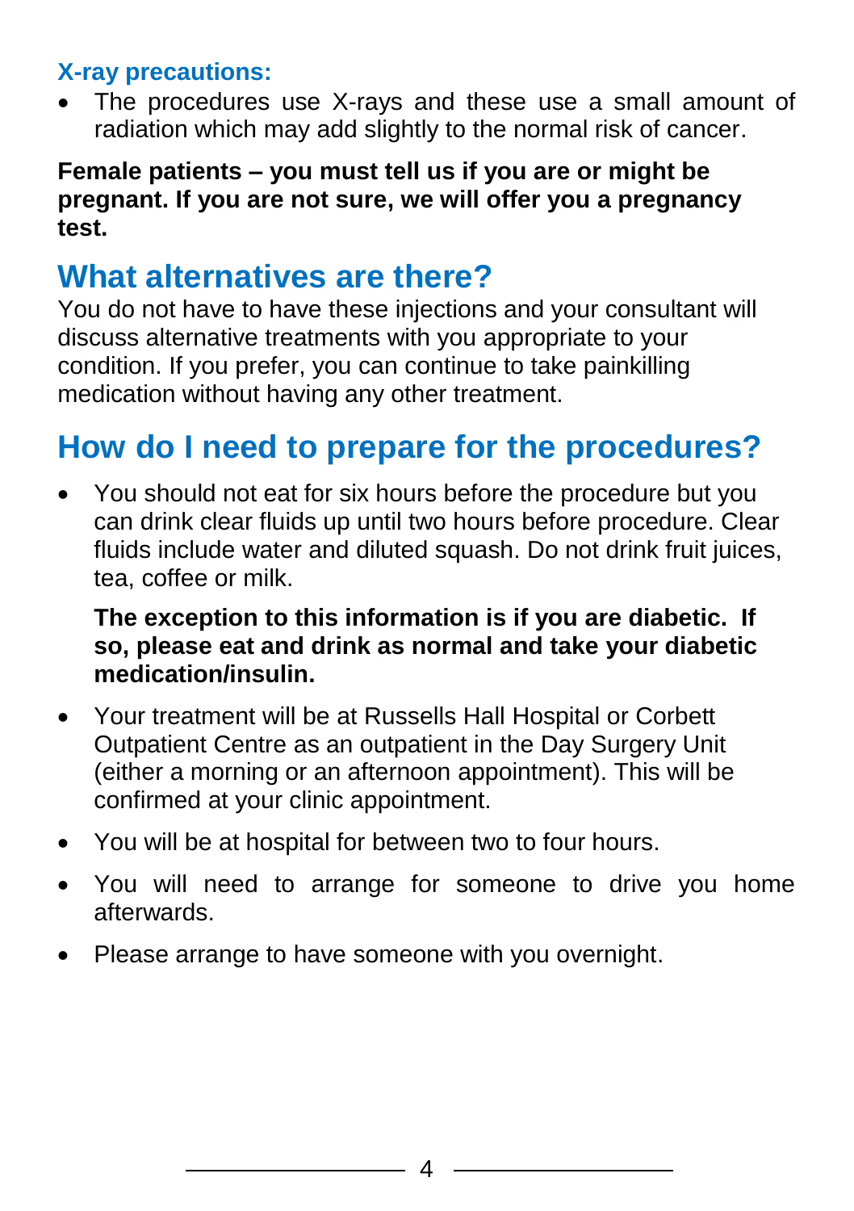### X-ray precautions:

- The procedures use X-rays and these use a small amount of radiation which may add slightly to the normal risk of cancer.

**Female patients – you must tell us if you are or might be pregnant. If you are not sure, we will offer you a pregnancy test.**

## What alternatives are there?

You do not have to have these injections and your consultant will discuss alternative treatments with you appropriate to your condition. If you prefer, you can continue to take painkilling medication without having any other treatment.

## How do I need to prepare for the procedures?

- You should not eat for six hours before the procedure but you can drink clear fluids up until two hours before procedure. Clear fluids include water and diluted squash. Do not drink fruit juices, tea, coffee or milk.

  **The exception to this information is if you are diabetic. If so, please eat and drink as normal and take your diabetic medication/insulin.**

- Your treatment will be at Russells Hall Hospital or Corbett Outpatient Centre as an outpatient in the Day Surgery Unit (either a morning or an afternoon appointment). This will be confirmed at your clinic appointment.
- You will be at hospital for between two to four hours.
- You will need to arrange for someone to drive you home afterwards.
- Please arrange to have someone with you overnight.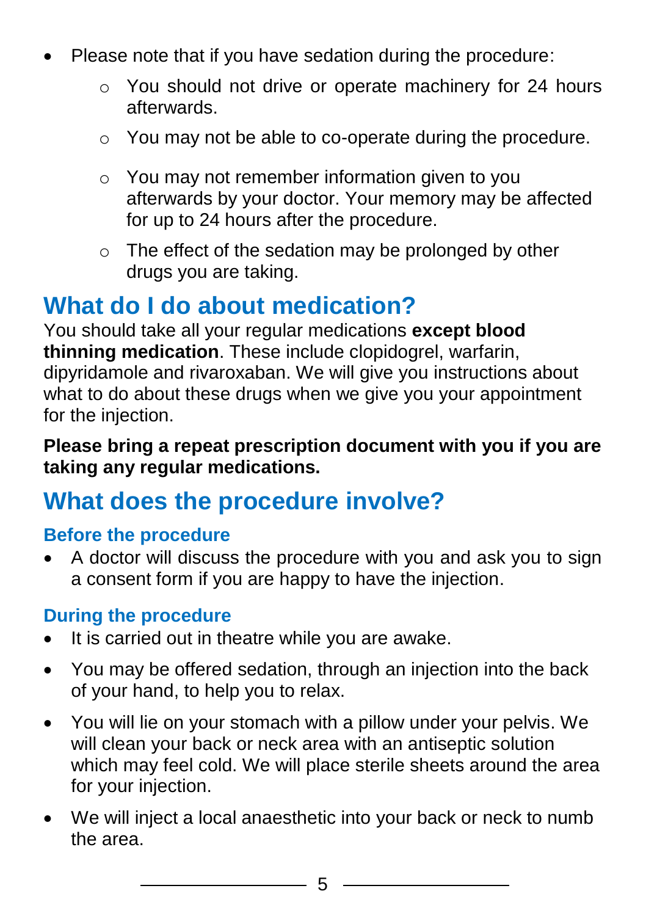- Please note that if you have sedation during the procedure:
    - You should not drive or operate machinery for 24 hours afterwards.
    - You may not be able to co-operate during the procedure.
    - You may not remember information given to you afterwards by your doctor. Your memory may be affected for up to 24 hours after the procedure.
    - The effect of the sedation may be prolonged by other drugs you are taking.

## What do I do about medication?

You should take all your regular medications **except blood thinning medication**. These include clopidogrel, warfarin, dipyridamole and rivaroxaban. We will give you instructions about what to do about these drugs when we give you your appointment for the injection.

**Please bring a repeat prescription document with you if you are taking any regular medications.**

## What does the procedure involve?

### Before the procedure

- A doctor will discuss the procedure with you and ask you to sign a consent form if you are happy to have the injection.

### During the procedure

- It is carried out in theatre while you are awake.
- You may be offered sedation, through an injection into the back of your hand, to help you to relax.
- You will lie on your stomach with a pillow under your pelvis. We will clean your back or neck area with an antiseptic solution which may feel cold. We will place sterile sheets around the area for your injection.
- We will inject a local anaesthetic into your back or neck to numb the area.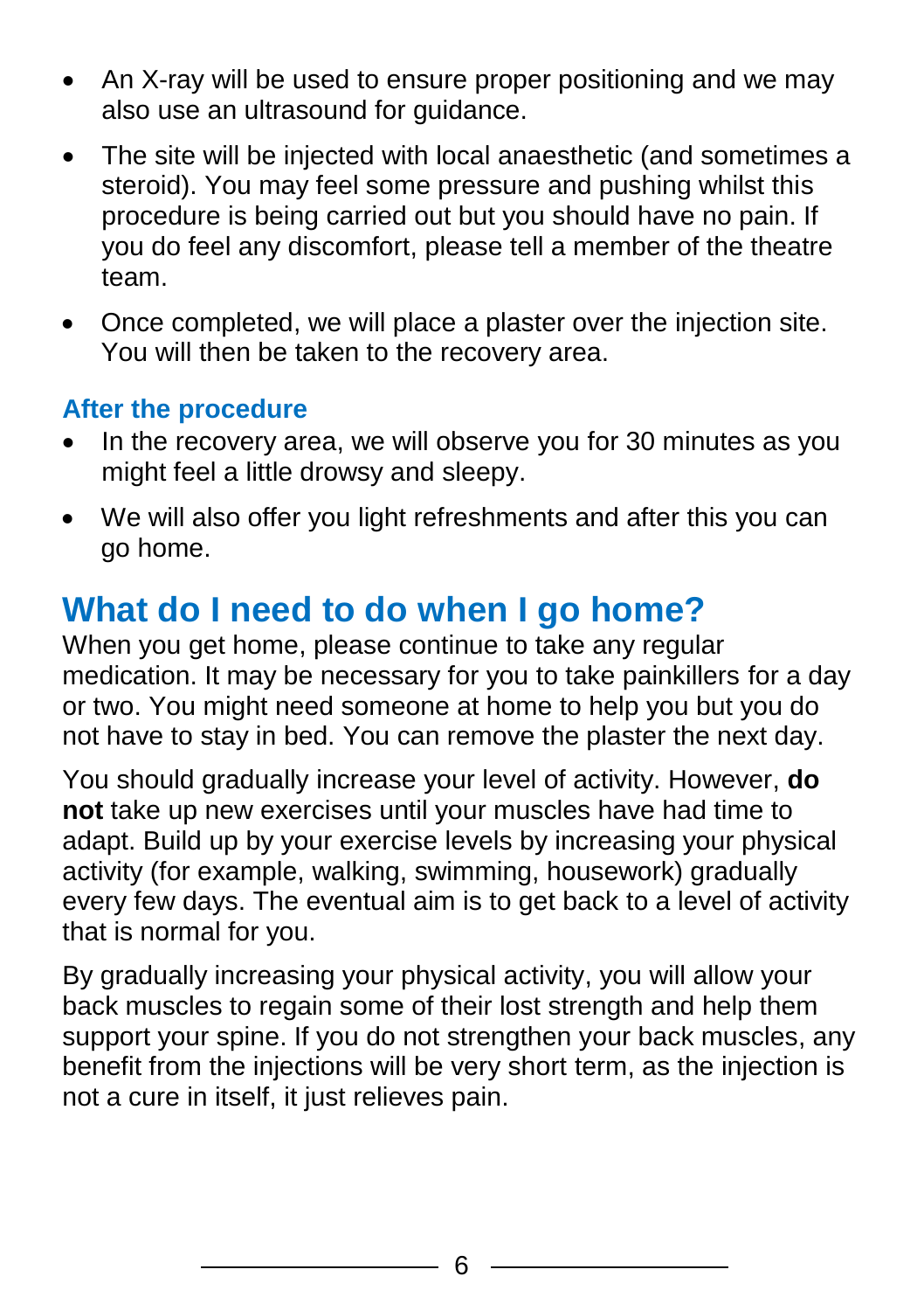- An X-ray will be used to ensure proper positioning and we may also use an ultrasound for guidance.
- The site will be injected with local anaesthetic (and sometimes a steroid). You may feel some pressure and pushing whilst this procedure is being carried out but you should have no pain. If you do feel any discomfort, please tell a member of the theatre team.
- Once completed, we will place a plaster over the injection site. You will then be taken to the recovery area.

### After the procedure

- In the recovery area, we will observe you for 30 minutes as you might feel a little drowsy and sleepy.
- We will also offer you light refreshments and after this you can go home.

## What do I need to do when I go home?

When you get home, please continue to take any regular medication. It may be necessary for you to take painkillers for a day or two. You might need someone at home to help you but you do not have to stay in bed. You can remove the plaster the next day.

You should gradually increase your level of activity. However, **do not** take up new exercises until your muscles have had time to adapt. Build up by your exercise levels by increasing your physical activity (for example, walking, swimming, housework) gradually every few days. The eventual aim is to get back to a level of activity that is normal for you.

By gradually increasing your physical activity, you will allow your back muscles to regain some of their lost strength and help them support your spine. If you do not strengthen your back muscles, any benefit from the injections will be very short term, as the injection is not a cure in itself, it just relieves pain.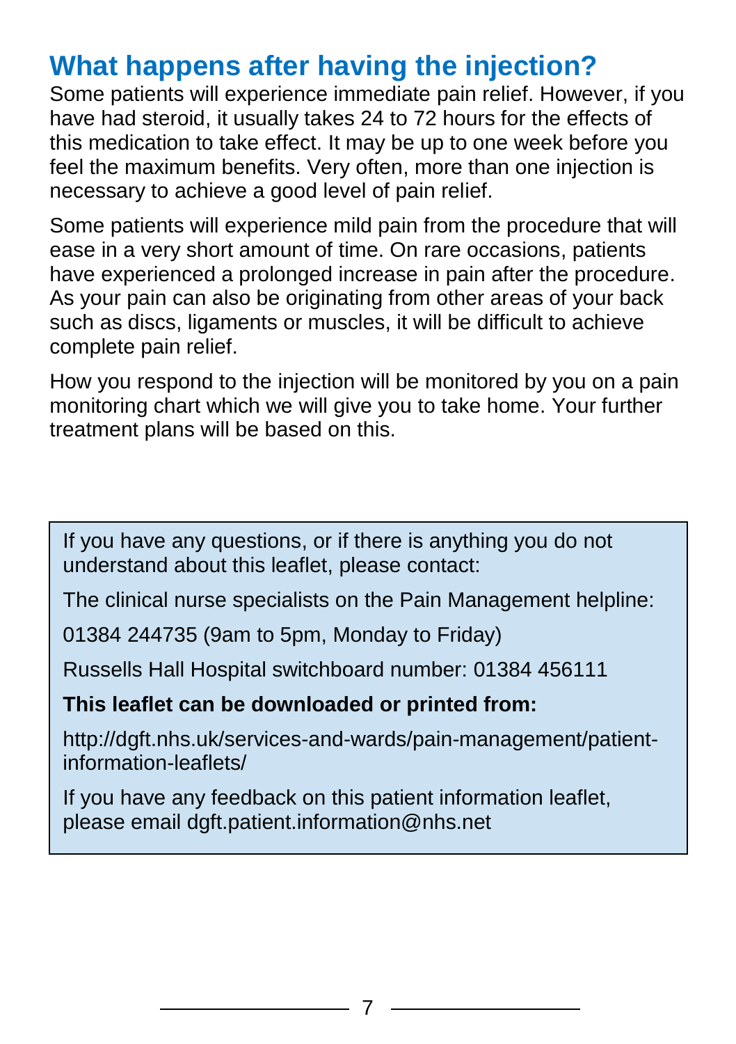## What happens after having the injection?

Some patients will experience immediate pain relief. However, if you have had steroid, it usually takes 24 to 72 hours for the effects of this medication to take effect. It may be up to one week before you feel the maximum benefits. Very often, more than one injection is necessary to achieve a good level of pain relief.

Some patients will experience mild pain from the procedure that will ease in a very short amount of time. On rare occasions, patients have experienced a prolonged increase in pain after the procedure. As your pain can also be originating from other areas of your back such as discs, ligaments or muscles, it will be difficult to achieve complete pain relief.

How you respond to the injection will be monitored by you on a pain monitoring chart which we will give you to take home. Your further treatment plans will be based on this.

If you have any questions, or if there is anything you do not understand about this leaflet, please contact:

The clinical nurse specialists on the Pain Management helpline:

01384 244735 (9am to 5pm, Monday to Friday)

Russells Hall Hospital switchboard number: 01384 456111

**This leaflet can be downloaded or printed from:**

http://dgft.nhs.uk/services-and-wards/pain-management/patient-information-leaflets/

If you have any feedback on this patient information leaflet, please email dgft.patient.information@nhs.net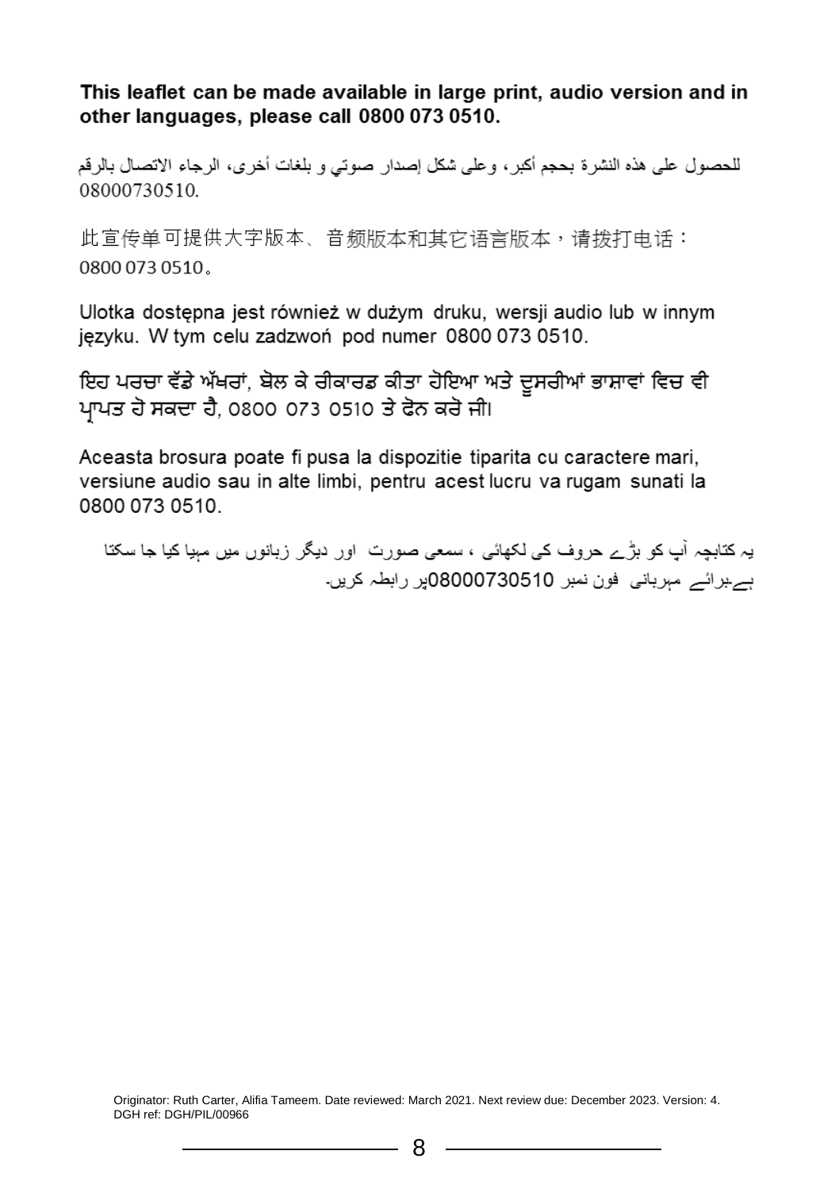**This leaflet can be made available in large print, audio version and in other languages, please call 0800 073 0510.**

للحصول على هذه النشرة بحجم أكبر، وعلى شكل إصدار صوتي و بلغات أخرى، الرجاء الاتصال بالرقم 08000730510.

此宣传单可提供大字版本、音频版本和其它语言版本，请拨打电话：0800 073 0510。

Ulotka dostępna jest również w dużym druku, wersji audio lub w innym języku. W tym celu zadzwoń pod numer 0800 073 0510.

ਇਹ ਪਰਚਾ ਵੱਡੇ ਅੱਖਰਾਂ, ਬੋਲ ਕੇ ਰੀਕਾਰਡ ਕੀਤਾ ਹੋਇਆ ਅਤੇ ਦੂਸਰੀਆਂ ਭਾਸ਼ਾਵਾਂ ਵਿਚ ਵੀ ਪ੍ਰਾਪਤ ਹੋ ਸਕਦਾ ਹੈ, 0800 073 0510 ਤੇ ਫੋਨ ਕਰੋ ਜੀ।

Aceasta brosura poate fi pusa la dispozitie tiparita cu caractere mari, versiune audio sau in alte limbi, pentru acest lucru va rugam sunati la 0800 073 0510.

یہ کتابچہ آپ کو بڑے حروف کی لکھائی ، سمعی صورت اور دیگر زبانوں میں مہیا کیا جا سکتا ہے۔برائے مہربانی فون نمبر 08000730510پر رابطہ کریں۔

Originator: Ruth Carter, Alifia Tameem. Date reviewed: March 2021. Next review due: December 2023. Version: 4. DGH ref: DGH/PIL/00966